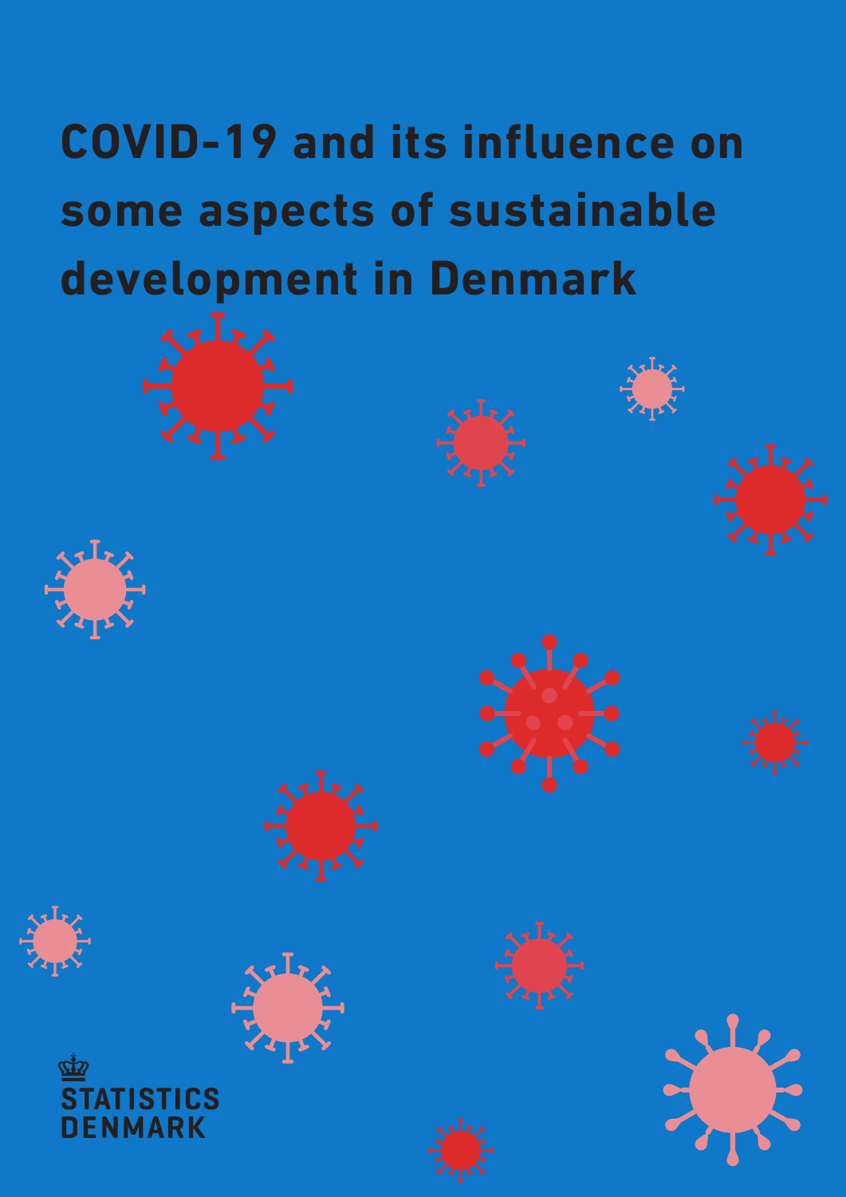# COVID-19 and its influence on some aspects of sustainable development in Denmark

STATISTICS DENMARK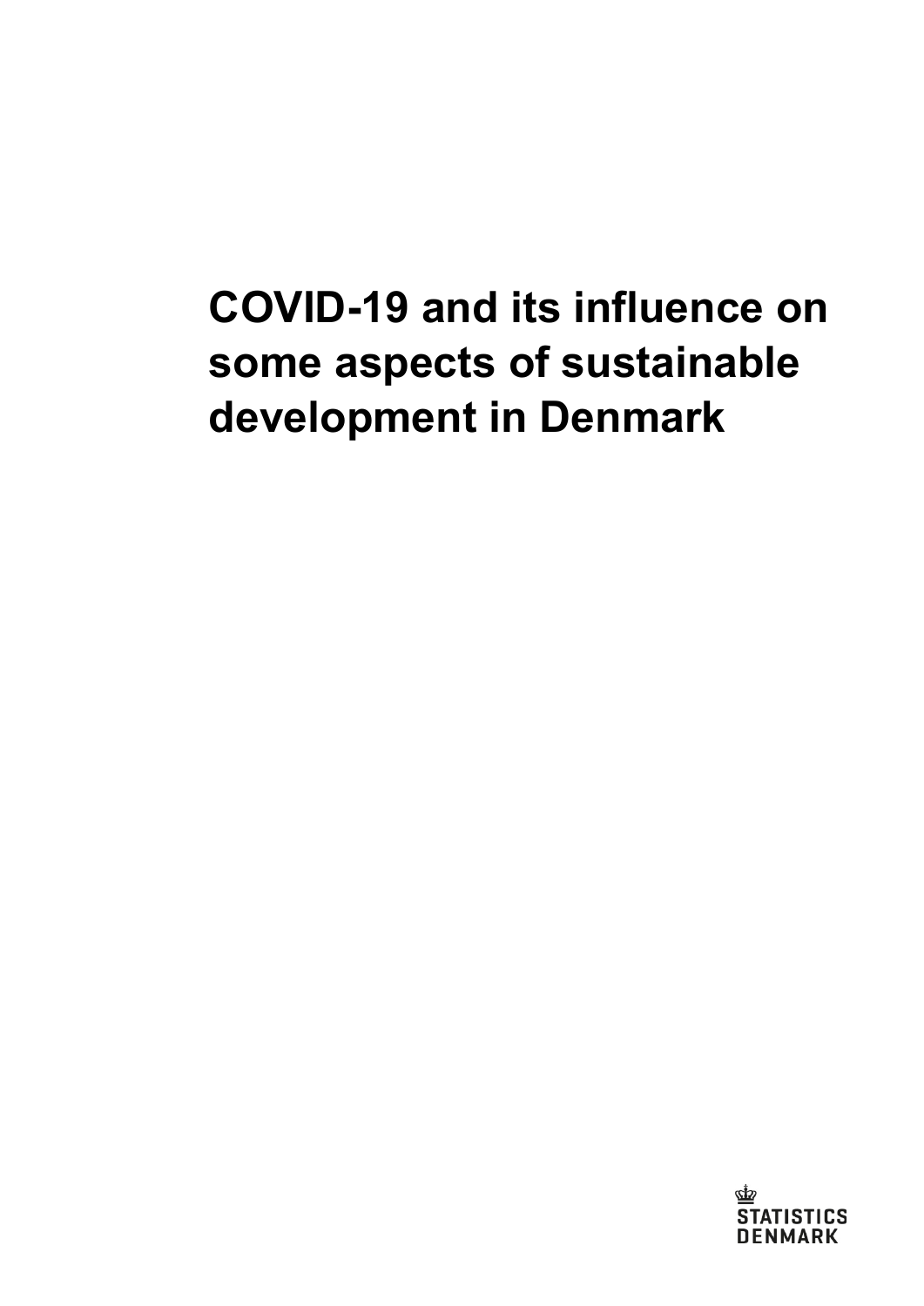# COVID-19 and its influence on some aspects of sustainable development in Denmark

STATISTICS DENMARK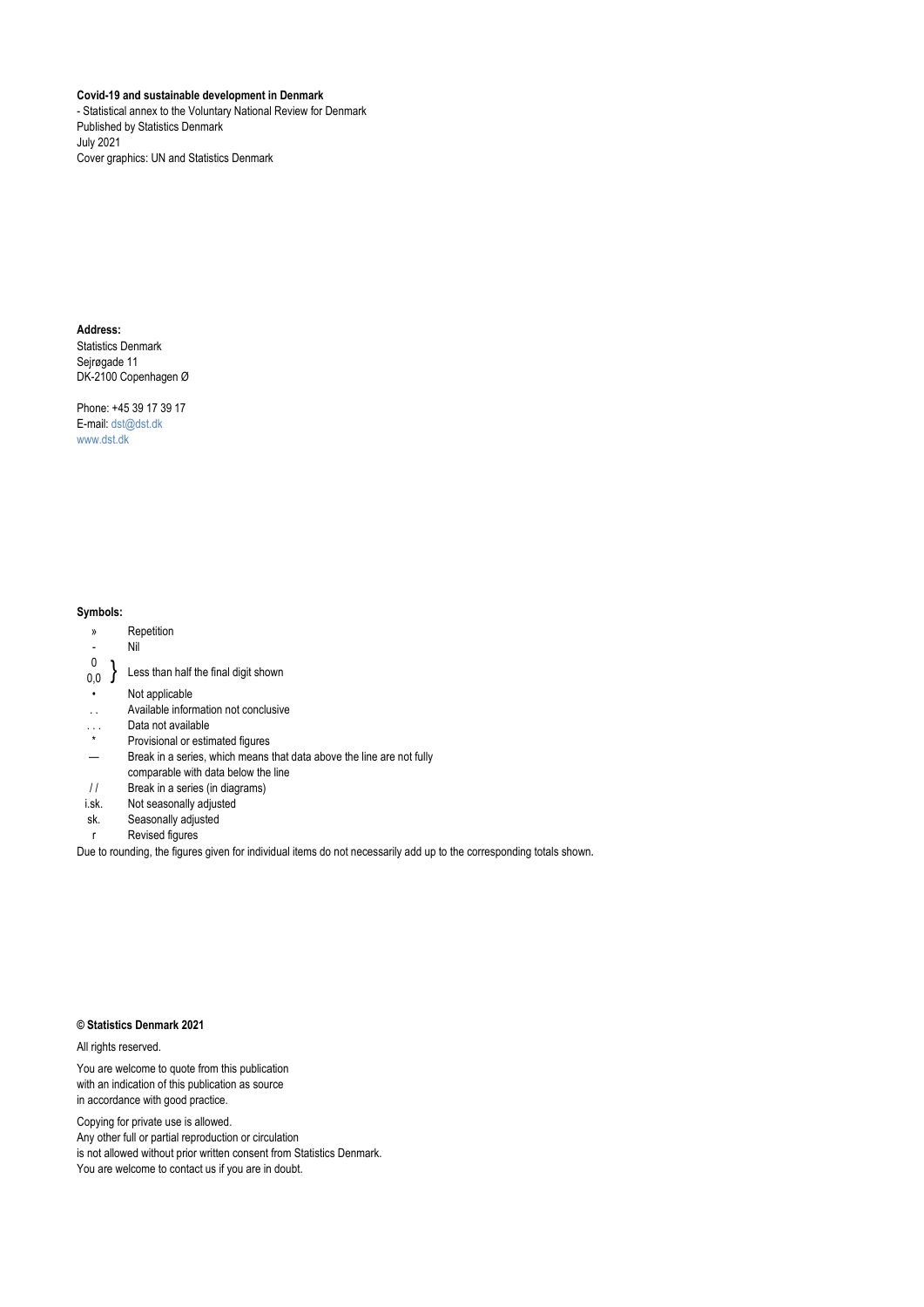**Covid-19 and sustainable development in Denmark**
- Statistical annex to the Voluntary National Review for Denmark
Published by Statistics Denmark
July 2021
Cover graphics: UN and Statistics Denmark

**Address:**
Statistics Denmark
Sejrøgade 11
DK-2100 Copenhagen Ø

Phone: +45 39 17 39 17
E-mail: dst@dst.dk
www.dst.dk

**Symbols:**

| Symbol | Meaning |
|---|---|
| » | Repetition |
| - | Nil |
| 0 / 0,0 | Less than half the final digit shown |
| • | Not applicable |
| . . | Available information not conclusive |
| . . . | Data not available |
| * | Provisional or estimated figures |
| — | Break in a series, which means that data above the line are not fully comparable with data below the line |
| / / | Break in a series (in diagrams) |
| i.sk. | Not seasonally adjusted |
| sk. | Seasonally adjusted |
| r | Revised figures |

Due to rounding, the figures given for individual items do not necessarily add up to the corresponding totals shown.

**© Statistics Denmark 2021**

All rights reserved.

You are welcome to quote from this publication
with an indication of this publication as source
in accordance with good practice.

Copying for private use is allowed.
Any other full or partial reproduction or circulation
is not allowed without prior written consent from Statistics Denmark.
You are welcome to contact us if you are in doubt.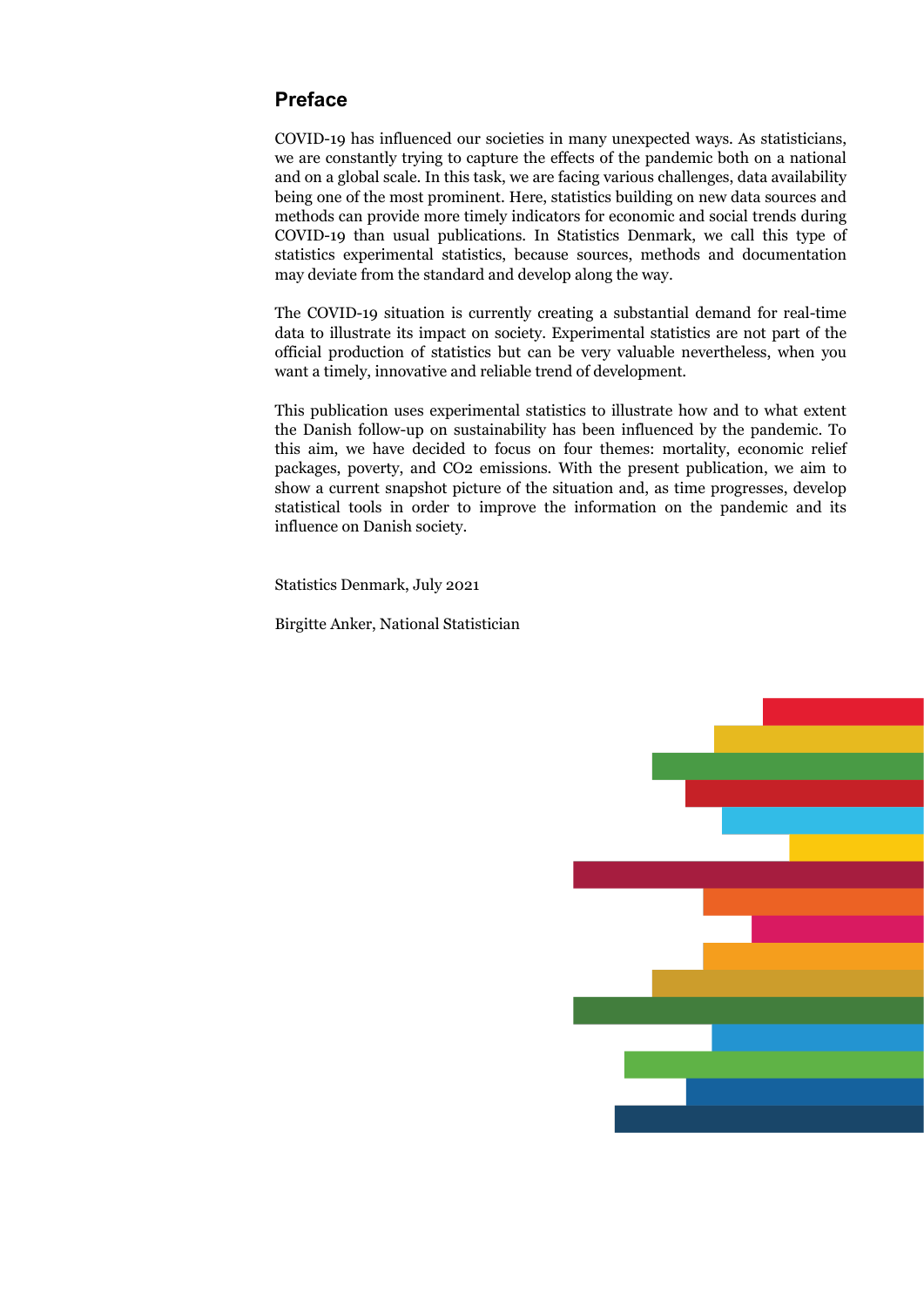## Preface

COVID-19 has influenced our societies in many unexpected ways. As statisticians, we are constantly trying to capture the effects of the pandemic both on a national and on a global scale. In this task, we are facing various challenges, data availability being one of the most prominent. Here, statistics building on new data sources and methods can provide more timely indicators for economic and social trends during COVID-19 than usual publications. In Statistics Denmark, we call this type of statistics experimental statistics, because sources, methods and documentation may deviate from the standard and develop along the way.

The COVID-19 situation is currently creating a substantial demand for real-time data to illustrate its impact on society. Experimental statistics are not part of the official production of statistics but can be very valuable nevertheless, when you want a timely, innovative and reliable trend of development.

This publication uses experimental statistics to illustrate how and to what extent the Danish follow-up on sustainability has been influenced by the pandemic. To this aim, we have decided to focus on four themes: mortality, economic relief packages, poverty, and $CO_2$ emissions. With the present publication, we aim to show a current snapshot picture of the situation and, as time progresses, develop statistical tools in order to improve the information on the pandemic and its influence on Danish society.

Statistics Denmark, July 2021

Birgitte Anker, National Statistician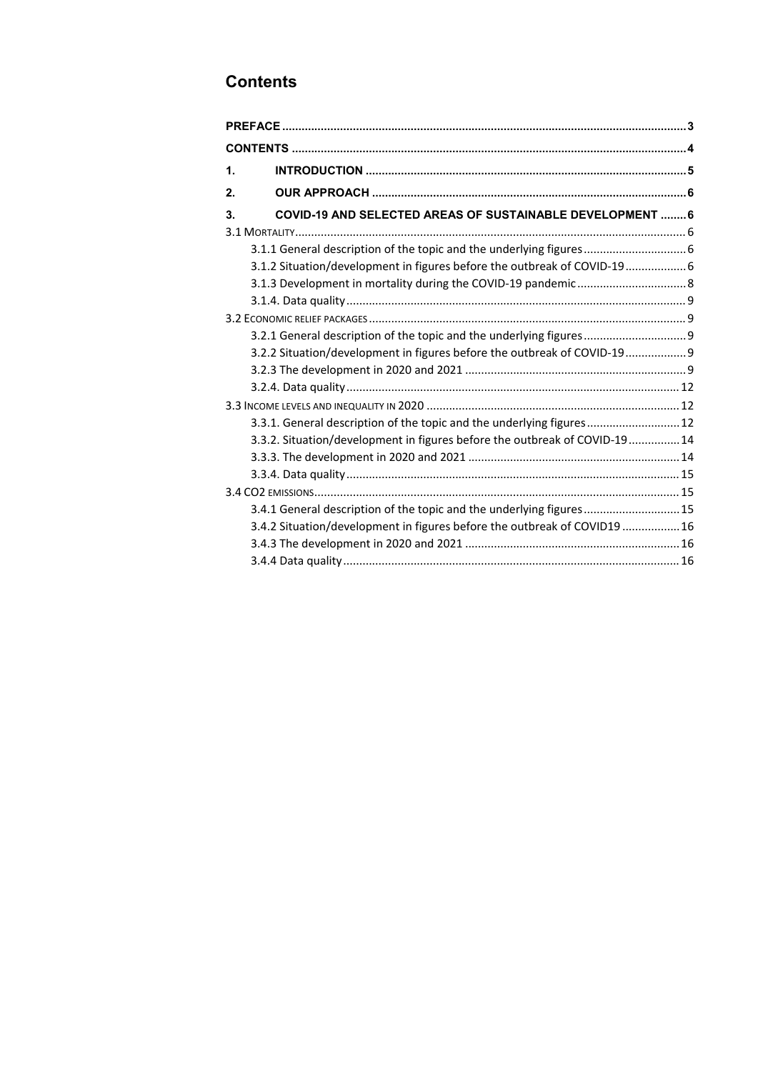# Contents

**PREFACE** ............................................................ 3

**CONTENTS** ............................................................ 4

**1. INTRODUCTION** ............................................................ 5

**2. OUR APPROACH** ............................................................ 6

**3. COVID-19 AND SELECTED AREAS OF SUSTAINABLE DEVELOPMENT** ........ 6

3.1 MORTALITY ............................................................ 6

- 3.1.1 General description of the topic and the underlying figures ............ 6
- 3.1.2 Situation/development in figures before the outbreak of COVID-19 ............ 6
- 3.1.3 Development in mortality during the COVID-19 pandemic ............ 8
- 3.1.4. Data quality ............ 9

3.2 ECONOMIC RELIEF PACKAGES ............................................................ 9

- 3.2.1 General description of the topic and the underlying figures ............ 9
- 3.2.2 Situation/development in figures before the outbreak of COVID-19 ............ 9
- 3.2.3 The development in 2020 and 2021 ............ 9
- 3.2.4. Data quality ............ 12

3.3 INCOME LEVELS AND INEQUALITY IN 2020 ............................................................ 12

- 3.3.1. General description of the topic and the underlying figures ............ 12
- 3.3.2. Situation/development in figures before the outbreak of COVID-19 ............ 14
- 3.3.3. The development in 2020 and 2021 ............ 14
- 3.3.4. Data quality ............ 15

3.4 CO2 EMISSIONS ............................................................ 15

- 3.4.1 General description of the topic and the underlying figures ............ 15
- 3.4.2 Situation/development in figures before the outbreak of COVID19 ............ 16
- 3.4.3 The development in 2020 and 2021 ............ 16
- 3.4.4 Data quality ............ 16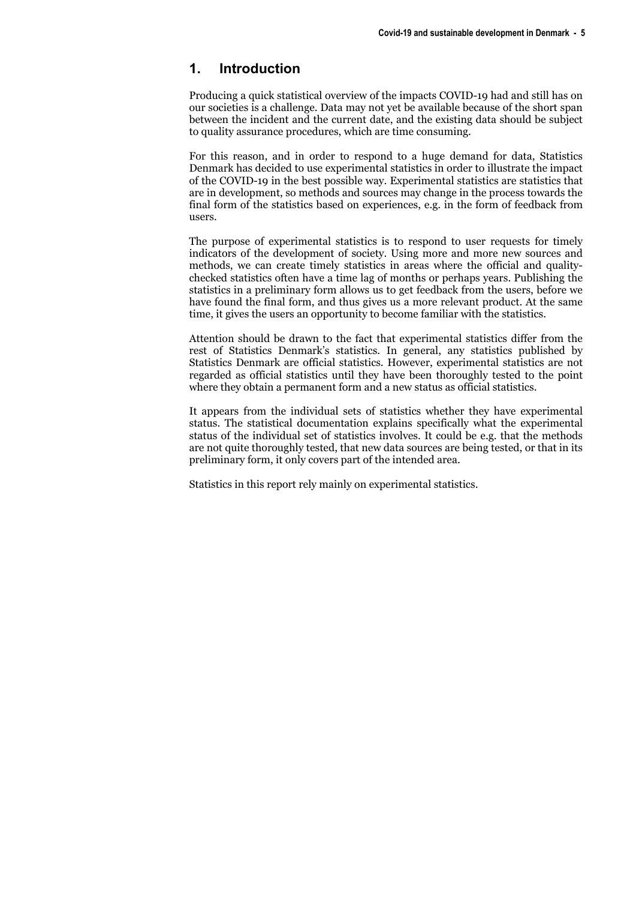# 1. Introduction

Producing a quick statistical overview of the impacts COVID-19 had and still has on our societies is a challenge. Data may not yet be available because of the short span between the incident and the current date, and the existing data should be subject to quality assurance procedures, which are time consuming.

For this reason, and in order to respond to a huge demand for data, Statistics Denmark has decided to use experimental statistics in order to illustrate the impact of the COVID-19 in the best possible way. Experimental statistics are statistics that are in development, so methods and sources may change in the process towards the final form of the statistics based on experiences, e.g. in the form of feedback from users.

The purpose of experimental statistics is to respond to user requests for timely indicators of the development of society. Using more and more new sources and methods, we can create timely statistics in areas where the official and quality-checked statistics often have a time lag of months or perhaps years. Publishing the statistics in a preliminary form allows us to get feedback from the users, before we have found the final form, and thus gives us a more relevant product. At the same time, it gives the users an opportunity to become familiar with the statistics.

Attention should be drawn to the fact that experimental statistics differ from the rest of Statistics Denmark's statistics. In general, any statistics published by Statistics Denmark are official statistics. However, experimental statistics are not regarded as official statistics until they have been thoroughly tested to the point where they obtain a permanent form and a new status as official statistics.

It appears from the individual sets of statistics whether they have experimental status. The statistical documentation explains specifically what the experimental status of the individual set of statistics involves. It could be e.g. that the methods are not quite thoroughly tested, that new data sources are being tested, or that in its preliminary form, it only covers part of the intended area.

Statistics in this report rely mainly on experimental statistics.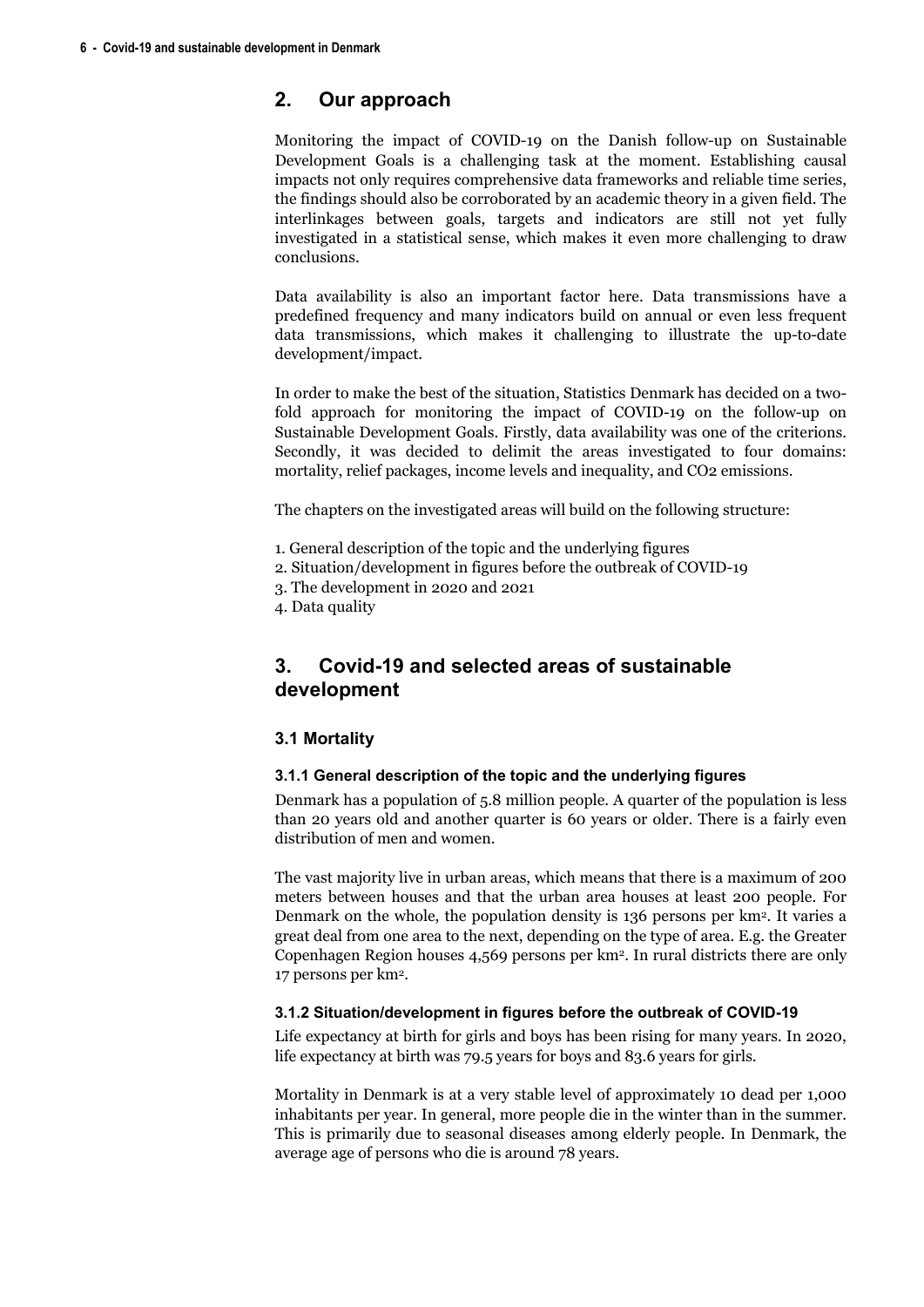## 2. Our approach

Monitoring the impact of COVID-19 on the Danish follow-up on Sustainable Development Goals is a challenging task at the moment. Establishing causal impacts not only requires comprehensive data frameworks and reliable time series, the findings should also be corroborated by an academic theory in a given field. The interlinkages between goals, targets and indicators are still not yet fully investigated in a statistical sense, which makes it even more challenging to draw conclusions.

Data availability is also an important factor here. Data transmissions have a predefined frequency and many indicators build on annual or even less frequent data transmissions, which makes it challenging to illustrate the up-to-date development/impact.

In order to make the best of the situation, Statistics Denmark has decided on a two-fold approach for monitoring the impact of COVID-19 on the follow-up on Sustainable Development Goals. Firstly, data availability was one of the criterions. Secondly, it was decided to delimit the areas investigated to four domains: mortality, relief packages, income levels and inequality, and CO2 emissions.

The chapters on the investigated areas will build on the following structure:

1. General description of the topic and the underlying figures
2. Situation/development in figures before the outbreak of COVID-19
3. The development in 2020 and 2021
4. Data quality

## 3. Covid-19 and selected areas of sustainable development

### 3.1 Mortality

#### 3.1.1 General description of the topic and the underlying figures

Denmark has a population of 5.8 million people. A quarter of the population is less than 20 years old and another quarter is 60 years or older. There is a fairly even distribution of men and women.

The vast majority live in urban areas, which means that there is a maximum of 200 meters between houses and that the urban area houses at least 200 people. For Denmark on the whole, the population density is 136 persons per km$^2$. It varies a great deal from one area to the next, depending on the type of area. E.g. the Greater Copenhagen Region houses 4,569 persons per km$^2$. In rural districts there are only 17 persons per km$^2$.

#### 3.1.2 Situation/development in figures before the outbreak of COVID-19

Life expectancy at birth for girls and boys has been rising for many years. In 2020, life expectancy at birth was 79.5 years for boys and 83.6 years for girls.

Mortality in Denmark is at a very stable level of approximately 10 dead per 1,000 inhabitants per year. In general, more people die in the winter than in the summer. This is primarily due to seasonal diseases among elderly people. In Denmark, the average age of persons who die is around 78 years.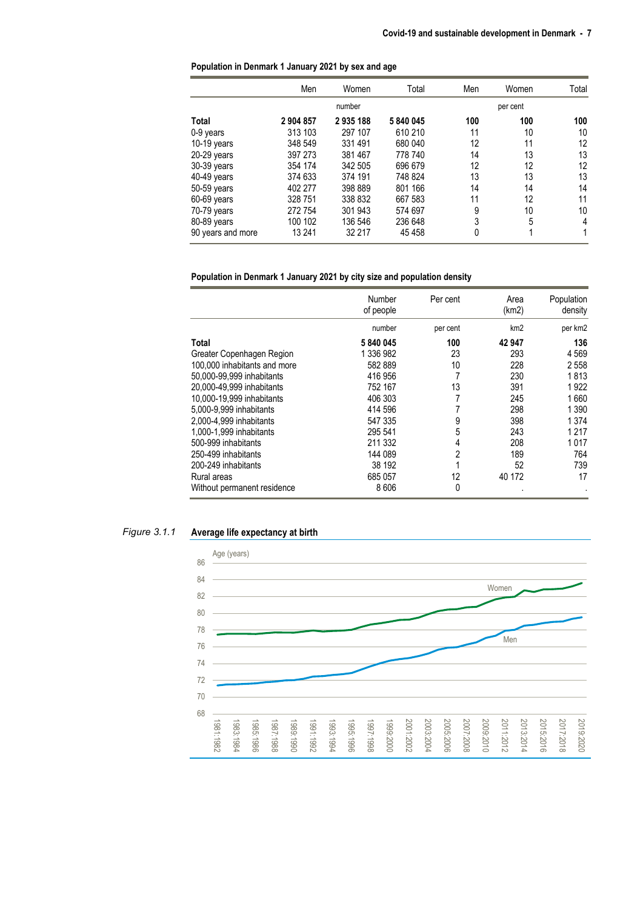**Population in Denmark 1 January 2021 by sex and age**

| | Men | Women | Total | Men | Women | Total |
|---|---|---|---|---|---|---|
| | | number | | | per cent | |
| **Total** | **2 904 857** | **2 935 188** | **5 840 045** | **100** | **100** | **100** |
| 0-9 years | 313 103 | 297 107 | 610 210 | 11 | 10 | 10 |
| 10-19 years | 348 549 | 331 491 | 680 040 | 12 | 11 | 12 |
| 20-29 years | 397 273 | 381 467 | 778 740 | 14 | 13 | 13 |
| 30-39 years | 354 174 | 342 505 | 696 679 | 12 | 12 | 12 |
| 40-49 years | 374 633 | 374 191 | 748 824 | 13 | 13 | 13 |
| 50-59 years | 402 277 | 398 889 | 801 166 | 14 | 14 | 14 |
| 60-69 years | 328 751 | 338 832 | 667 583 | 11 | 12 | 11 |
| 70-79 years | 272 754 | 301 943 | 574 697 | 9 | 10 | 10 |
| 80-89 years | 100 102 | 136 546 | 236 648 | 3 | 5 | 4 |
| 90 years and more | 13 241 | 32 217 | 45 458 | 0 | 1 | 1 |

**Population in Denmark 1 January 2021 by city size and population density**

| | Number of people | Per cent | Area (km2) | Population density |
|---|---|---|---|---|
| | number | per cent | km2 | per km2 |
| **Total** | **5 840 045** | **100** | **42 947** | **136** |
| Greater Copenhagen Region | 1 336 982 | 23 | 293 | 4 569 |
| 100,000 inhabitants and more | 582 889 | 10 | 228 | 2 558 |
| 50,000-99,999 inhabitants | 416 956 | 7 | 230 | 1 813 |
| 20,000-49,999 inhabitants | 752 167 | 13 | 391 | 1 922 |
| 10,000-19,999 inhabitants | 406 303 | 7 | 245 | 1 660 |
| 5,000-9,999 inhabitants | 414 596 | 7 | 298 | 1 390 |
| 2,000-4,999 inhabitants | 547 335 | 9 | 398 | 1 374 |
| 1,000-1,999 inhabitants | 295 541 | 5 | 243 | 1 217 |
| 500-999 inhabitants | 211 332 | 4 | 208 | 1 017 |
| 250-499 inhabitants | 144 089 | 2 | 189 | 764 |
| 200-249 inhabitants | 38 192 | 1 | 52 | 739 |
| Rural areas | 685 057 | 12 | 40 172 | 17 |
| Without permanent residence | 8 606 | 0 | . | . |

*Figure 3.1.1* **Average life expectancy at birth**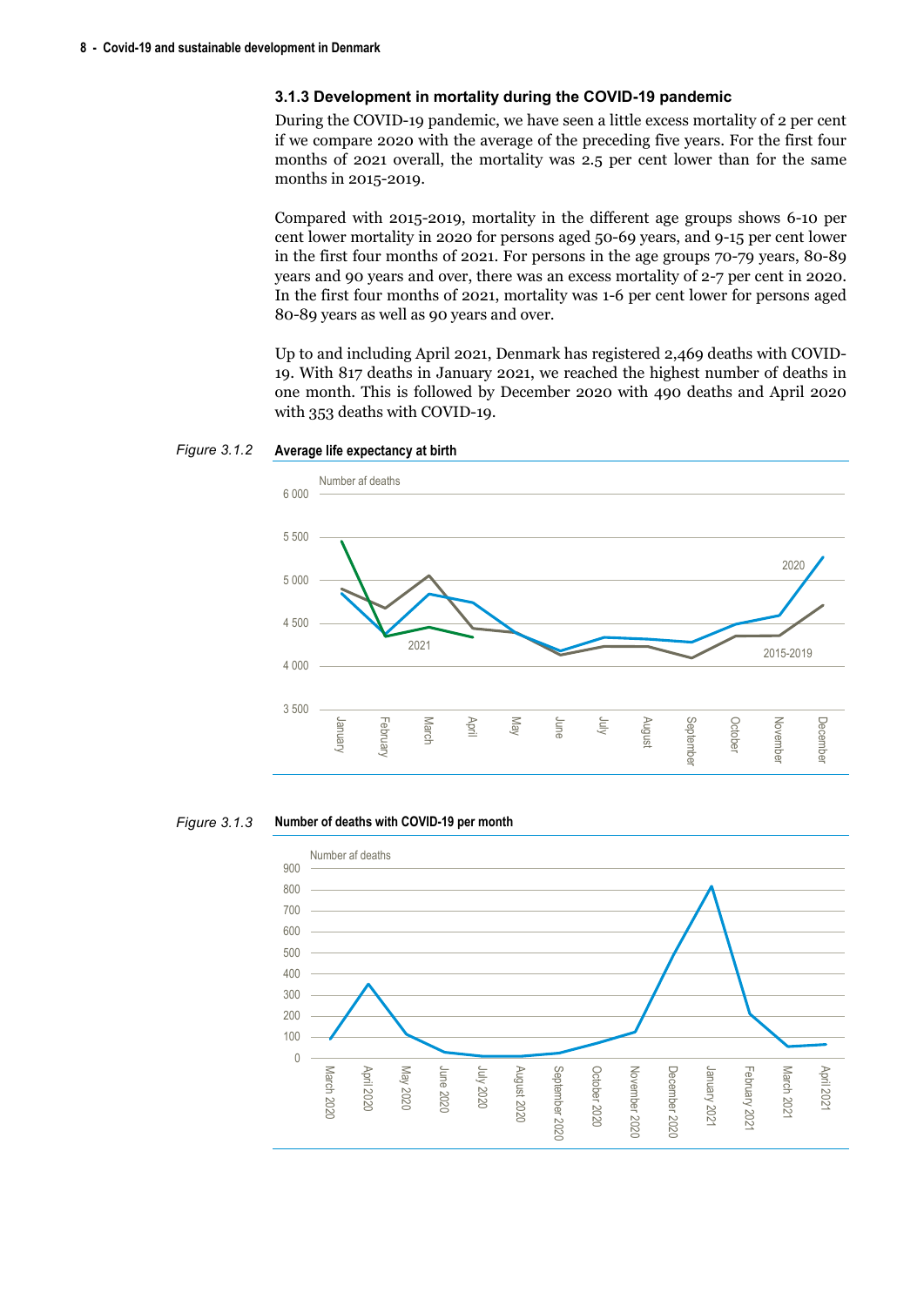### 3.1.3 Development in mortality during the COVID-19 pandemic

During the COVID-19 pandemic, we have seen a little excess mortality of 2 per cent if we compare 2020 with the average of the preceding five years. For the first four months of 2021 overall, the mortality was 2.5 per cent lower than for the same months in 2015-2019.

Compared with 2015-2019, mortality in the different age groups shows 6-10 per cent lower mortality in 2020 for persons aged 50-69 years, and 9-15 per cent lower in the first four months of 2021. For persons in the age groups 70-79 years, 80-89 years and 90 years and over, there was an excess mortality of 2-7 per cent in 2020. In the first four months of 2021, mortality was 1-6 per cent lower for persons aged 80-89 years as well as 90 years and over.

Up to and including April 2021, Denmark has registered 2,469 deaths with COVID-19. With 817 deaths in January 2021, we reached the highest number of deaths in one month. This is followed by December 2020 with 490 deaths and April 2020 with 353 deaths with COVID-19.

*Figure 3.1.2* **Average life expectancy at birth**

*Figure 3.1.3* **Number of deaths with COVID-19 per month**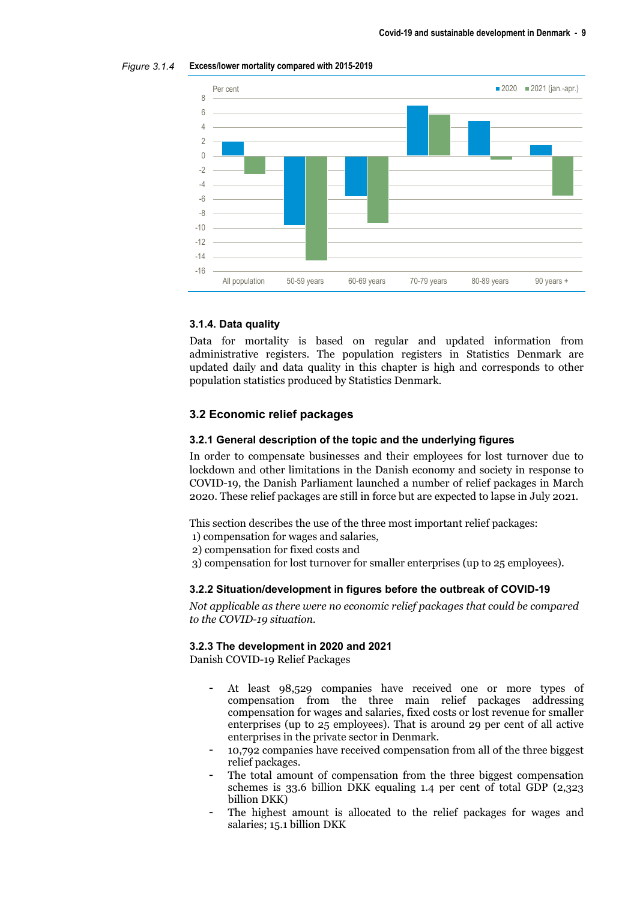*Figure 3.1.4* **Excess/lower mortality compared with 2015-2019**

### 3.1.4. Data quality

Data for mortality is based on regular and updated information from administrative registers. The population registers in Statistics Denmark are updated daily and data quality in this chapter is high and corresponds to other population statistics produced by Statistics Denmark.

## 3.2 Economic relief packages

### 3.2.1 General description of the topic and the underlying figures

In order to compensate businesses and their employees for lost turnover due to lockdown and other limitations in the Danish economy and society in response to COVID-19, the Danish Parliament launched a number of relief packages in March 2020. These relief packages are still in force but are expected to lapse in July 2021.

This section describes the use of the three most important relief packages:
1) compensation for wages and salaries,
2) compensation for fixed costs and
3) compensation for lost turnover for smaller enterprises (up to 25 employees).

### 3.2.2 Situation/development in figures before the outbreak of COVID-19

*Not applicable as there were no economic relief packages that could be compared to the COVID-19 situation.*

### 3.2.3 The development in 2020 and 2021

Danish COVID-19 Relief Packages

- At least 98,529 companies have received one or more types of compensation from the three main relief packages addressing compensation for wages and salaries, fixed costs or lost revenue for smaller enterprises (up to 25 employees). That is around 29 per cent of all active enterprises in the private sector in Denmark.
- 10,792 companies have received compensation from all of the three biggest relief packages.
- The total amount of compensation from the three biggest compensation schemes is 33.6 billion DKK equaling 1.4 per cent of total GDP (2,323 billion DKK)
- The highest amount is allocated to the relief packages for wages and salaries; 15.1 billion DKK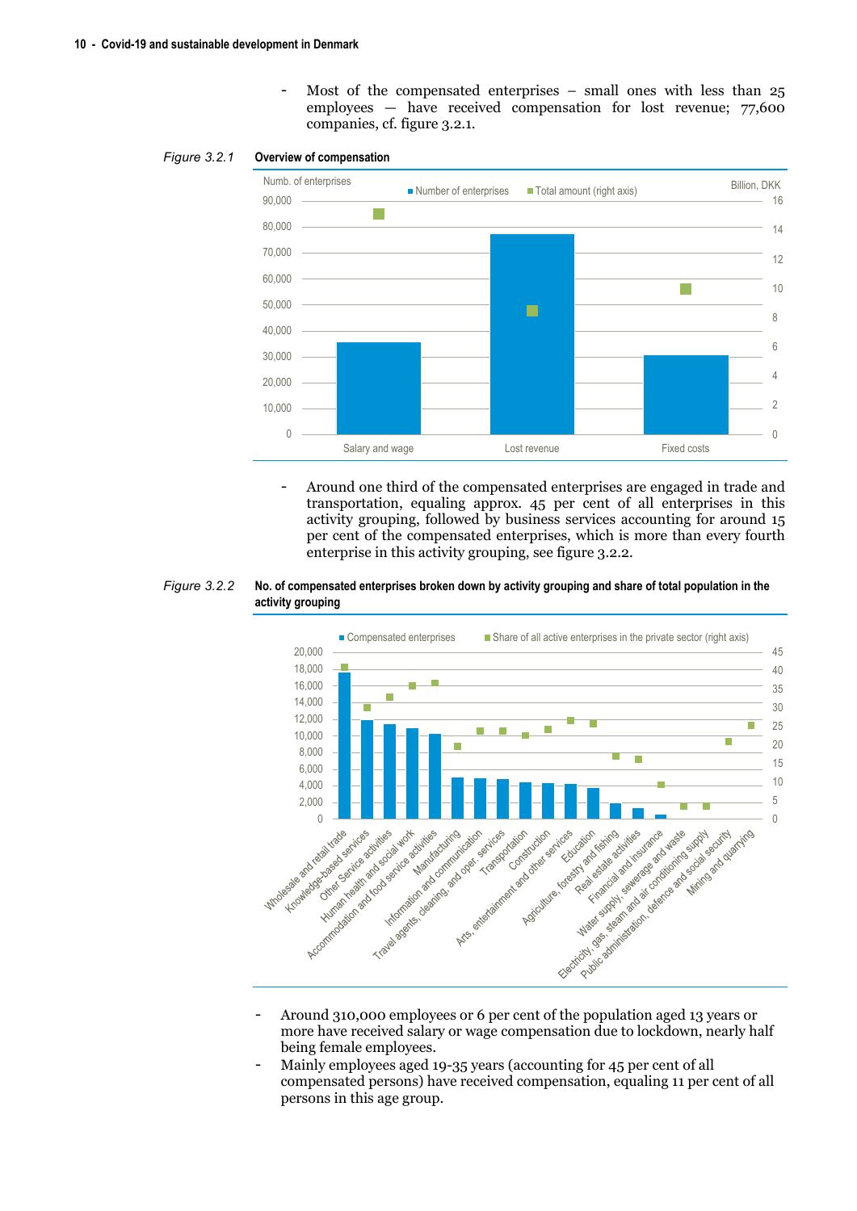- Most of the compensated enterprises – small ones with less than 25 employees — have received compensation for lost revenue; 77,600 companies, cf. figure 3.2.1.

*Figure 3.2.1* **Overview of compensation**

- Around one third of the compensated enterprises are engaged in trade and transportation, equaling approx. 45 per cent of all enterprises in this activity grouping, followed by business services accounting for around 15 per cent of the compensated enterprises, which is more than every fourth enterprise in this activity grouping, see figure 3.2.2.

*Figure 3.2.2* **No. of compensated enterprises broken down by activity grouping and share of total population in the activity grouping**

- Around 310,000 employees or 6 per cent of the population aged 13 years or more have received salary or wage compensation due to lockdown, nearly half being female employees.
- Mainly employees aged 19-35 years (accounting for 45 per cent of all compensated persons) have received compensation, equaling 11 per cent of all persons in this age group.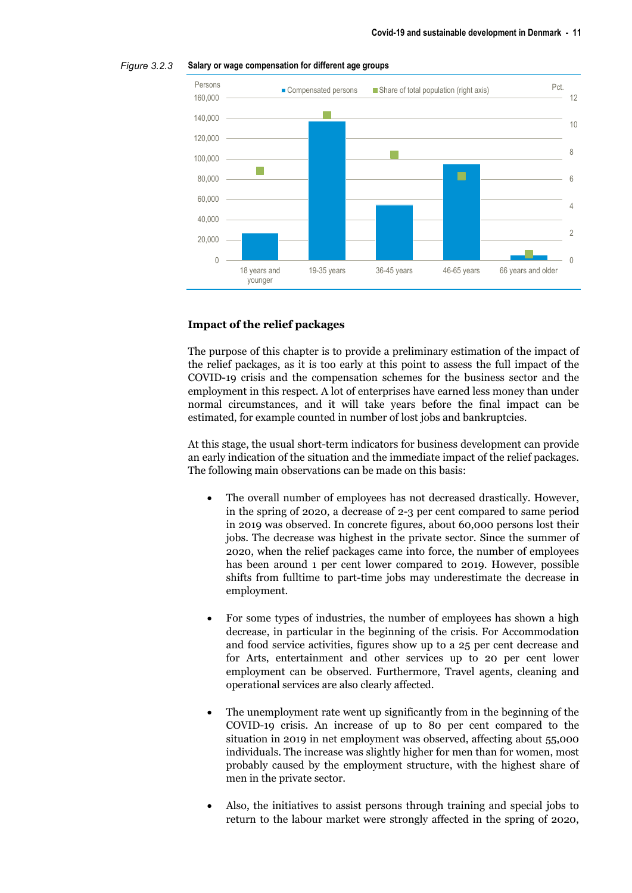*Figure 3.2.3* **Salary or wage compensation for different age groups**

**Impact of the relief packages**

The purpose of this chapter is to provide a preliminary estimation of the impact of the relief packages, as it is too early at this point to assess the full impact of the COVID-19 crisis and the compensation schemes for the business sector and the employment in this respect. A lot of enterprises have earned less money than under normal circumstances, and it will take years before the final impact can be estimated, for example counted in number of lost jobs and bankruptcies.

At this stage, the usual short-term indicators for business development can provide an early indication of the situation and the immediate impact of the relief packages. The following main observations can be made on this basis:

- The overall number of employees has not decreased drastically. However, in the spring of 2020, a decrease of 2-3 per cent compared to same period in 2019 was observed. In concrete figures, about 60,000 persons lost their jobs. The decrease was highest in the private sector. Since the summer of 2020, when the relief packages came into force, the number of employees has been around 1 per cent lower compared to 2019. However, possible shifts from fulltime to part-time jobs may underestimate the decrease in employment.

- For some types of industries, the number of employees has shown a high decrease, in particular in the beginning of the crisis. For Accommodation and food service activities, figures show up to a 25 per cent decrease and for Arts, entertainment and other services up to 20 per cent lower employment can be observed. Furthermore, Travel agents, cleaning and operational services are also clearly affected.

- The unemployment rate went up significantly from in the beginning of the COVID-19 crisis. An increase of up to 80 per cent compared to the situation in 2019 in net employment was observed, affecting about 55,000 individuals. The increase was slightly higher for men than for women, most probably caused by the employment structure, with the highest share of men in the private sector.

- Also, the initiatives to assist persons through training and special jobs to return to the labour market were strongly affected in the spring of 2020,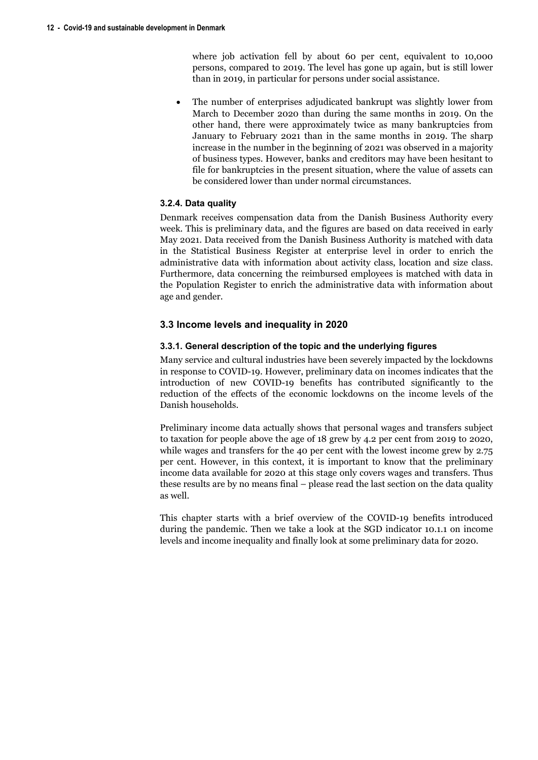where job activation fell by about 60 per cent, equivalent to 10,000 persons, compared to 2019. The level has gone up again, but is still lower than in 2019, in particular for persons under social assistance.

- The number of enterprises adjudicated bankrupt was slightly lower from March to December 2020 than during the same months in 2019. On the other hand, there were approximately twice as many bankruptcies from January to February 2021 than in the same months in 2019. The sharp increase in the number in the beginning of 2021 was observed in a majority of business types. However, banks and creditors may have been hesitant to file for bankruptcies in the present situation, where the value of assets can be considered lower than under normal circumstances.

#### 3.2.4. Data quality

Denmark receives compensation data from the Danish Business Authority every week. This is preliminary data, and the figures are based on data received in early May 2021. Data received from the Danish Business Authority is matched with data in the Statistical Business Register at enterprise level in order to enrich the administrative data with information about activity class, location and size class. Furthermore, data concerning the reimbursed employees is matched with data in the Population Register to enrich the administrative data with information about age and gender.

### 3.3 Income levels and inequality in 2020

#### 3.3.1. General description of the topic and the underlying figures

Many service and cultural industries have been severely impacted by the lockdowns in response to COVID-19. However, preliminary data on incomes indicates that the introduction of new COVID-19 benefits has contributed significantly to the reduction of the effects of the economic lockdowns on the income levels of the Danish households.

Preliminary income data actually shows that personal wages and transfers subject to taxation for people above the age of 18 grew by 4.2 per cent from 2019 to 2020, while wages and transfers for the 40 per cent with the lowest income grew by 2.75 per cent. However, in this context, it is important to know that the preliminary income data available for 2020 at this stage only covers wages and transfers. Thus these results are by no means final – please read the last section on the data quality as well.

This chapter starts with a brief overview of the COVID-19 benefits introduced during the pandemic. Then we take a look at the SGD indicator 10.1.1 on income levels and income inequality and finally look at some preliminary data for 2020.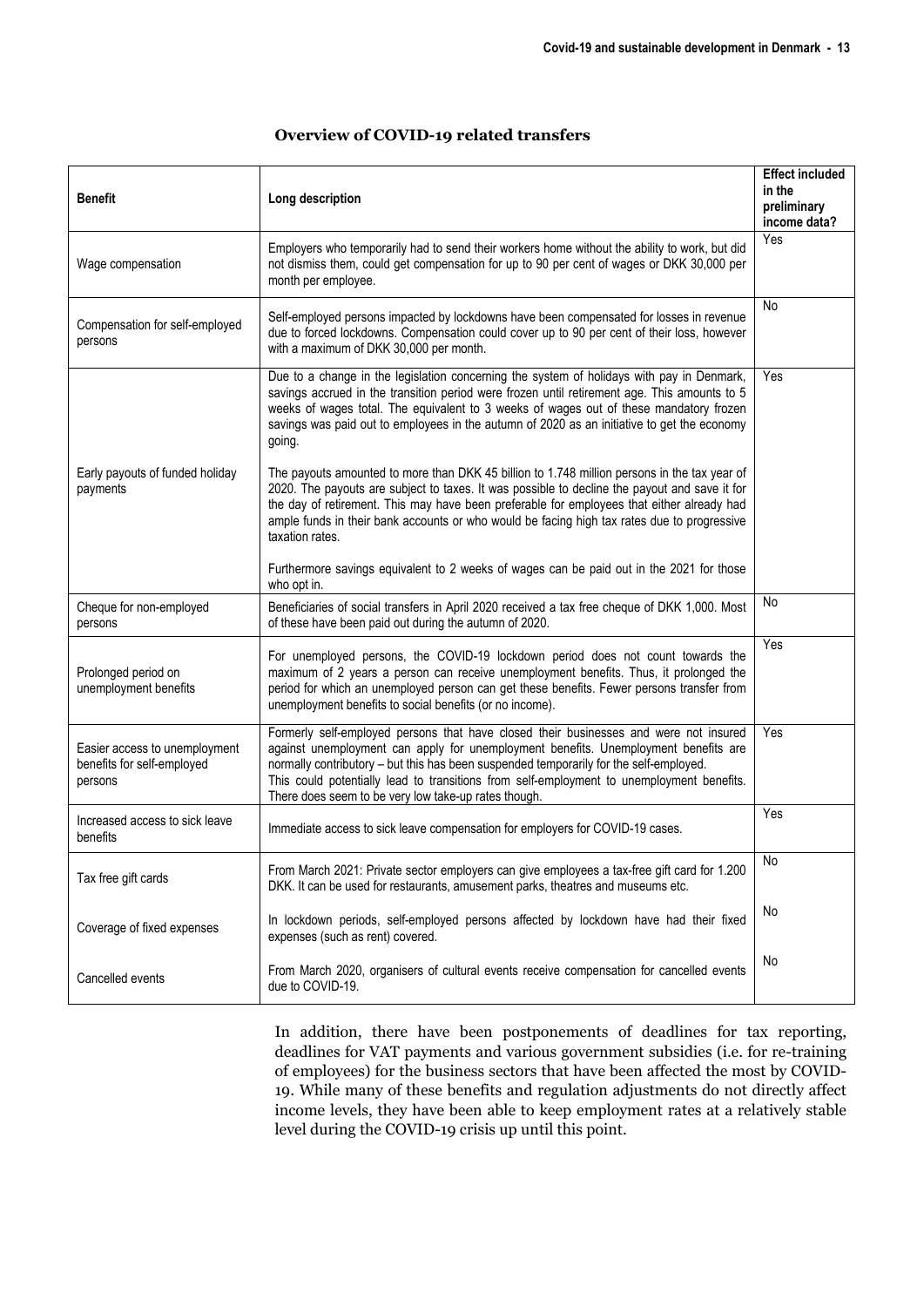### Overview of COVID-19 related transfers

| Benefit | Long description | Effect included in the preliminary income data? |
|---|---|---|
| Wage compensation | Employers who temporarily had to send their workers home without the ability to work, but did not dismiss them, could get compensation for up to 90 per cent of wages or DKK 30,000 per month per employee. | Yes |
| Compensation for self-employed persons | Self-employed persons impacted by lockdowns have been compensated for losses in revenue due to forced lockdowns. Compensation could cover up to 90 per cent of their loss, however with a maximum of DKK 30,000 per month. | No |
| Early payouts of funded holiday payments | Due to a change in the legislation concerning the system of holidays with pay in Denmark, savings accrued in the transition period were frozen until retirement age. This amounts to 5 weeks of wages total. The equivalent to 3 weeks of wages out of these mandatory frozen savings was paid out to employees in the autumn of 2020 as an initiative to get the economy going.<br><br>The payouts amounted to more than DKK 45 billion to 1.748 million persons in the tax year of 2020. The payouts are subject to taxes. It was possible to decline the payout and save it for the day of retirement. This may have been preferable for employees that either already had ample funds in their bank accounts or who would be facing high tax rates due to progressive taxation rates.<br><br>Furthermore savings equivalent to 2 weeks of wages can be paid out in the 2021 for those who opt in. | Yes |
| Cheque for non-employed persons | Beneficiaries of social transfers in April 2020 received a tax free cheque of DKK 1,000. Most of these have been paid out during the autumn of 2020. | No |
| Prolonged period on unemployment benefits | For unemployed persons, the COVID-19 lockdown period does not count towards the maximum of 2 years a person can receive unemployment benefits. Thus, it prolonged the period for which an unemployed person can get these benefits. Fewer persons transfer from unemployment benefits to social benefits (or no income). | Yes |
| Easier access to unemployment benefits for self-employed persons | Formerly self-employed persons that have closed their businesses and were not insured against unemployment can apply for unemployment benefits. Unemployment benefits are normally contributory – but this has been suspended temporarily for the self-employed. This could potentially lead to transitions from self-employment to unemployment benefits. There does seem to be very low take-up rates though. | Yes |
| Increased access to sick leave benefits | Immediate access to sick leave compensation for employers for COVID-19 cases. | Yes |
| Tax free gift cards | From March 2021: Private sector employers can give employees a tax-free gift card for 1.200 DKK. It can be used for restaurants, amusement parks, theatres and museums etc. | No |
| Coverage of fixed expenses | In lockdown periods, self-employed persons affected by lockdown have had their fixed expenses (such as rent) covered. | No |
| Cancelled events | From March 2020, organisers of cultural events receive compensation for cancelled events due to COVID-19. | No |

In addition, there have been postponements of deadlines for tax reporting, deadlines for VAT payments and various government subsidies (i.e. for re-training of employees) for the business sectors that have been affected the most by COVID-19. While many of these benefits and regulation adjustments do not directly affect income levels, they have been able to keep employment rates at a relatively stable level during the COVID-19 crisis up until this point.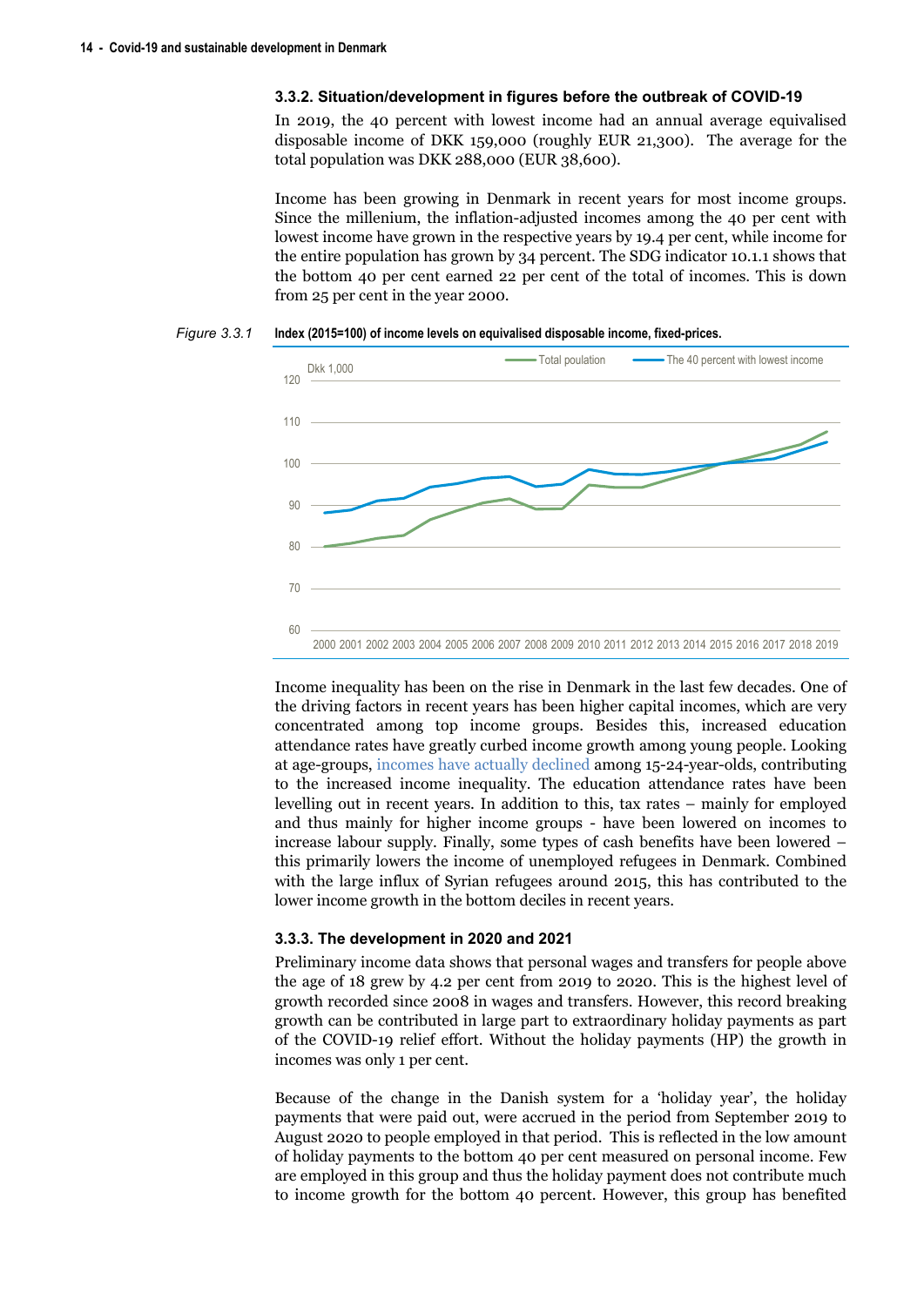### 3.3.2. Situation/development in figures before the outbreak of COVID-19

In 2019, the 40 percent with lowest income had an annual average equivalised disposable income of DKK 159,000 (roughly EUR 21,300). The average for the total population was DKK 288,000 (EUR 38,600).

Income has been growing in Denmark in recent years for most income groups. Since the millenium, the inflation-adjusted incomes among the 40 per cent with lowest income have grown in the respective years by 19.4 per cent, while income for the entire population has grown by 34 percent. The SDG indicator 10.1.1 shows that the bottom 40 per cent earned 22 per cent of the total of incomes. This is down from 25 per cent in the year 2000.

*Figure 3.3.1* **Index (2015=100) of income levels on equivalised disposable income, fixed-prices.**

Income inequality has been on the rise in Denmark in the last few decades. One of the driving factors in recent years has been higher capital incomes, which are very concentrated among top income groups. Besides this, increased education attendance rates have greatly curbed income growth among young people. Looking at age-groups, incomes have actually declined among 15-24-year-olds, contributing to the increased income inequality. The education attendance rates have been levelling out in recent years. In addition to this, tax rates – mainly for employed and thus mainly for higher income groups - have been lowered on incomes to increase labour supply. Finally, some types of cash benefits have been lowered – this primarily lowers the income of unemployed refugees in Denmark. Combined with the large influx of Syrian refugees around 2015, this has contributed to the lower income growth in the bottom deciles in recent years.

### 3.3.3. The development in 2020 and 2021

Preliminary income data shows that personal wages and transfers for people above the age of 18 grew by 4.2 per cent from 2019 to 2020. This is the highest level of growth recorded since 2008 in wages and transfers. However, this record breaking growth can be contributed in large part to extraordinary holiday payments as part of the COVID-19 relief effort. Without the holiday payments (HP) the growth in incomes was only 1 per cent.

Because of the change in the Danish system for a 'holiday year', the holiday payments that were paid out, were accrued in the period from September 2019 to August 2020 to people employed in that period. This is reflected in the low amount of holiday payments to the bottom 40 per cent measured on personal income. Few are employed in this group and thus the holiday payment does not contribute much to income growth for the bottom 40 percent. However, this group has benefited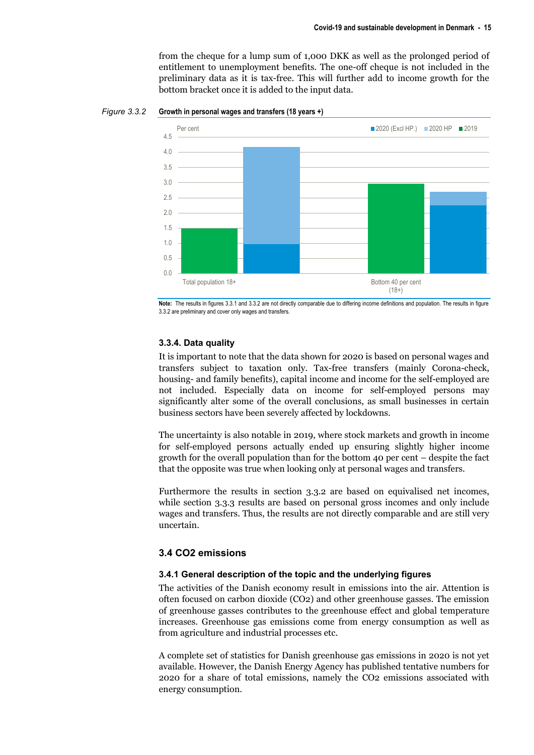from the cheque for a lump sum of 1,000 DKK as well as the prolonged period of entitlement to unemployment benefits. The one-off cheque is not included in the preliminary data as it is tax-free. This will further add to income growth for the bottom bracket once it is added to the input data.

*Figure 3.3.2* **Growth in personal wages and transfers (18 years +)**

Per cent

■ 2020 (Excl HP.) ■ 2020 HP ■ 2019

Total population 18+ | Bottom 40 per cent (18+)

**Note:** The results in figures 3.3.1 and 3.3.2 are not directly comparable due to differing income definitions and population. The results in figure 3.3.2 are preliminary and cover only wages and transfers.

### 3.3.4. Data quality

It is important to note that the data shown for 2020 is based on personal wages and transfers subject to taxation only. Tax-free transfers (mainly Corona-check, housing- and family benefits), capital income and income for the self-employed are not included. Especially data on income for self-employed persons may significantly alter some of the overall conclusions, as small businesses in certain business sectors have been severely affected by lockdowns.

The uncertainty is also notable in 2019, where stock markets and growth in income for self-employed persons actually ended up ensuring slightly higher income growth for the overall population than for the bottom 40 per cent – despite the fact that the opposite was true when looking only at personal wages and transfers.

Furthermore the results in section 3.3.2 are based on equivalised net incomes, while section 3.3.3 results are based on personal gross incomes and only include wages and transfers. Thus, the results are not directly comparable and are still very uncertain.

## 3.4 CO2 emissions

### 3.4.1 General description of the topic and the underlying figures

The activities of the Danish economy result in emissions into the air. Attention is often focused on carbon dioxide ($CO_2$) and other greenhouse gasses. The emission of greenhouse gasses contributes to the greenhouse effect and global temperature increases. Greenhouse gas emissions come from energy consumption as well as from agriculture and industrial processes etc.

A complete set of statistics for Danish greenhouse gas emissions in 2020 is not yet available. However, the Danish Energy Agency has published tentative numbers for 2020 for a share of total emissions, namely the $CO_2$ emissions associated with energy consumption.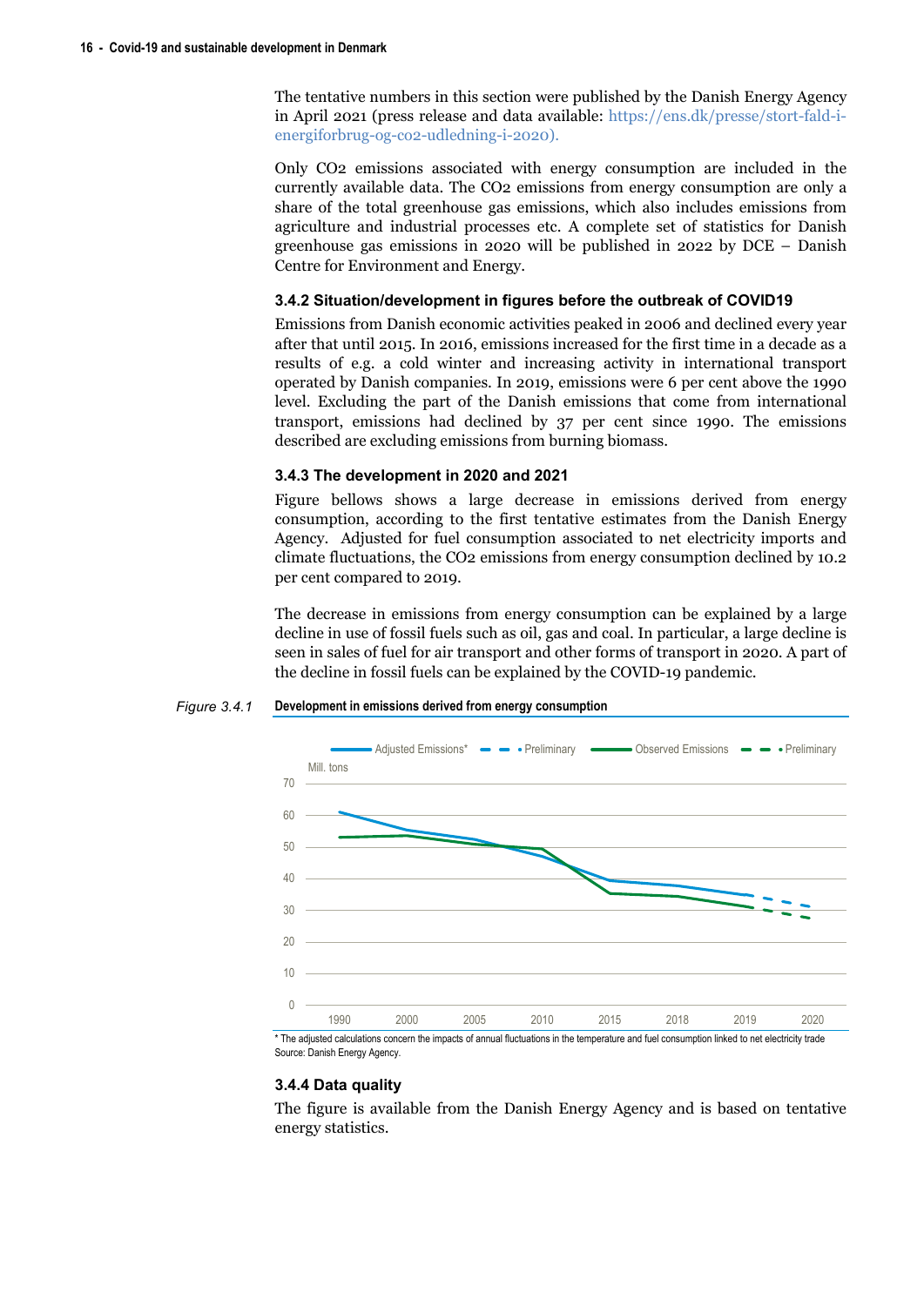The tentative numbers in this section were published by the Danish Energy Agency in April 2021 (press release and data available: https://ens.dk/presse/stort-fald-i-energiforbrug-og-co2-udledning-i-2020).

Only CO2 emissions associated with energy consumption are included in the currently available data. The CO2 emissions from energy consumption are only a share of the total greenhouse gas emissions, which also includes emissions from agriculture and industrial processes etc. A complete set of statistics for Danish greenhouse gas emissions in 2020 will be published in 2022 by DCE – Danish Centre for Environment and Energy.

### 3.4.2 Situation/development in figures before the outbreak of COVID19

Emissions from Danish economic activities peaked in 2006 and declined every year after that until 2015. In 2016, emissions increased for the first time in a decade as a results of e.g. a cold winter and increasing activity in international transport operated by Danish companies. In 2019, emissions were 6 per cent above the 1990 level. Excluding the part of the Danish emissions that come from international transport, emissions had declined by 37 per cent since 1990. The emissions described are excluding emissions from burning biomass.

### 3.4.3 The development in 2020 and 2021

Figure bellows shows a large decrease in emissions derived from energy consumption, according to the first tentative estimates from the Danish Energy Agency. Adjusted for fuel consumption associated to net electricity imports and climate fluctuations, the CO2 emissions from energy consumption declined by 10.2 per cent compared to 2019.

The decrease in emissions from energy consumption can be explained by a large decline in use of fossil fuels such as oil, gas and coal. In particular, a large decline is seen in sales of fuel for air transport and other forms of transport in 2020. A part of the decline in fossil fuels can be explained by the COVID-19 pandemic.

*Figure 3.4.1* **Development in emissions derived from energy consumption**

* The adjusted calculations concern the impacts of annual fluctuations in the temperature and fuel consumption linked to net electricity trade
Source: Danish Energy Agency.

### 3.4.4 Data quality

The figure is available from the Danish Energy Agency and is based on tentative energy statistics.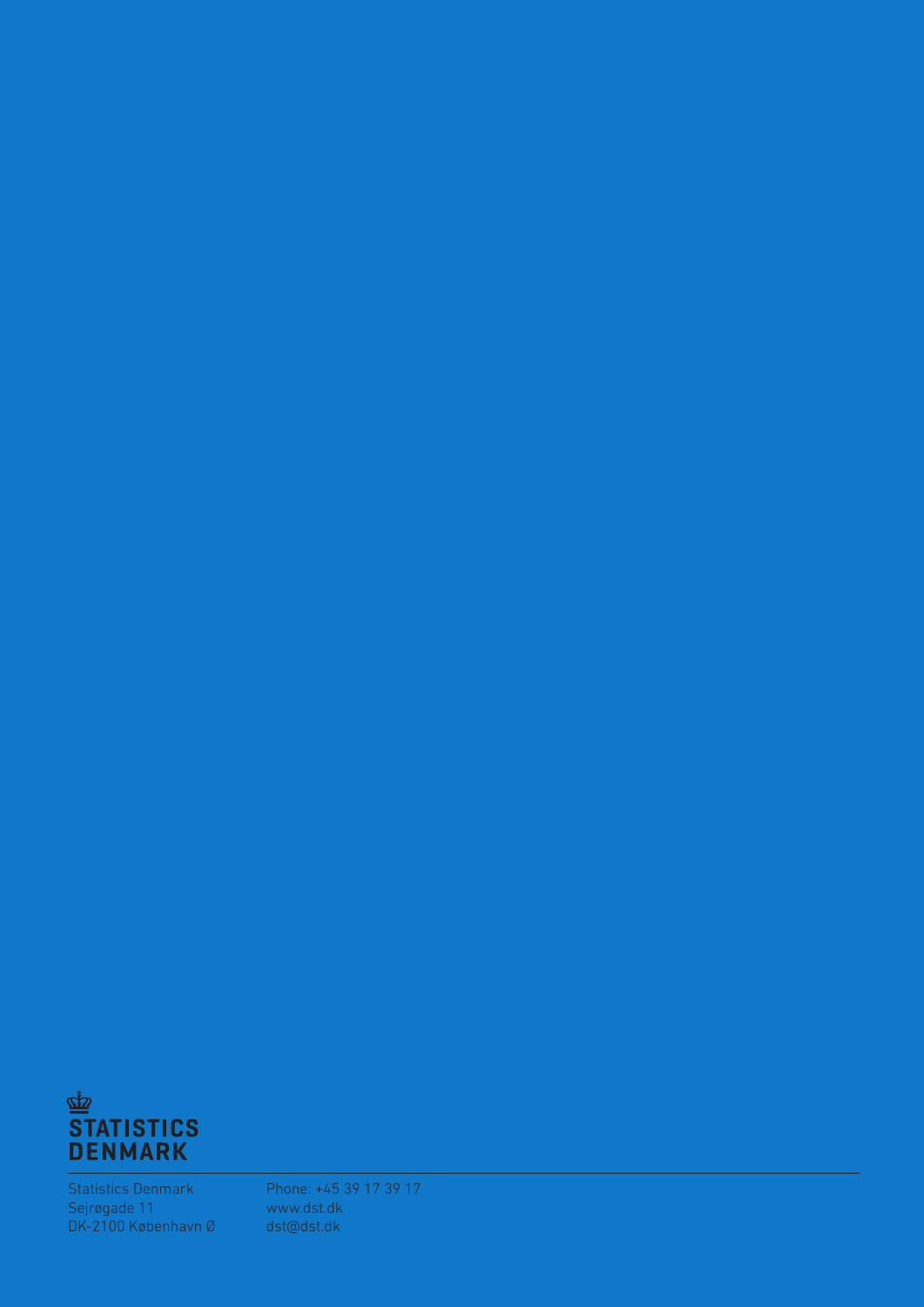**STATISTICS DENMARK**

Statistics Denmark
Sejrøgade 11
DK-2100 København Ø

Phone: +45 39 17 39 17
www.dst.dk
dst@dst.dk